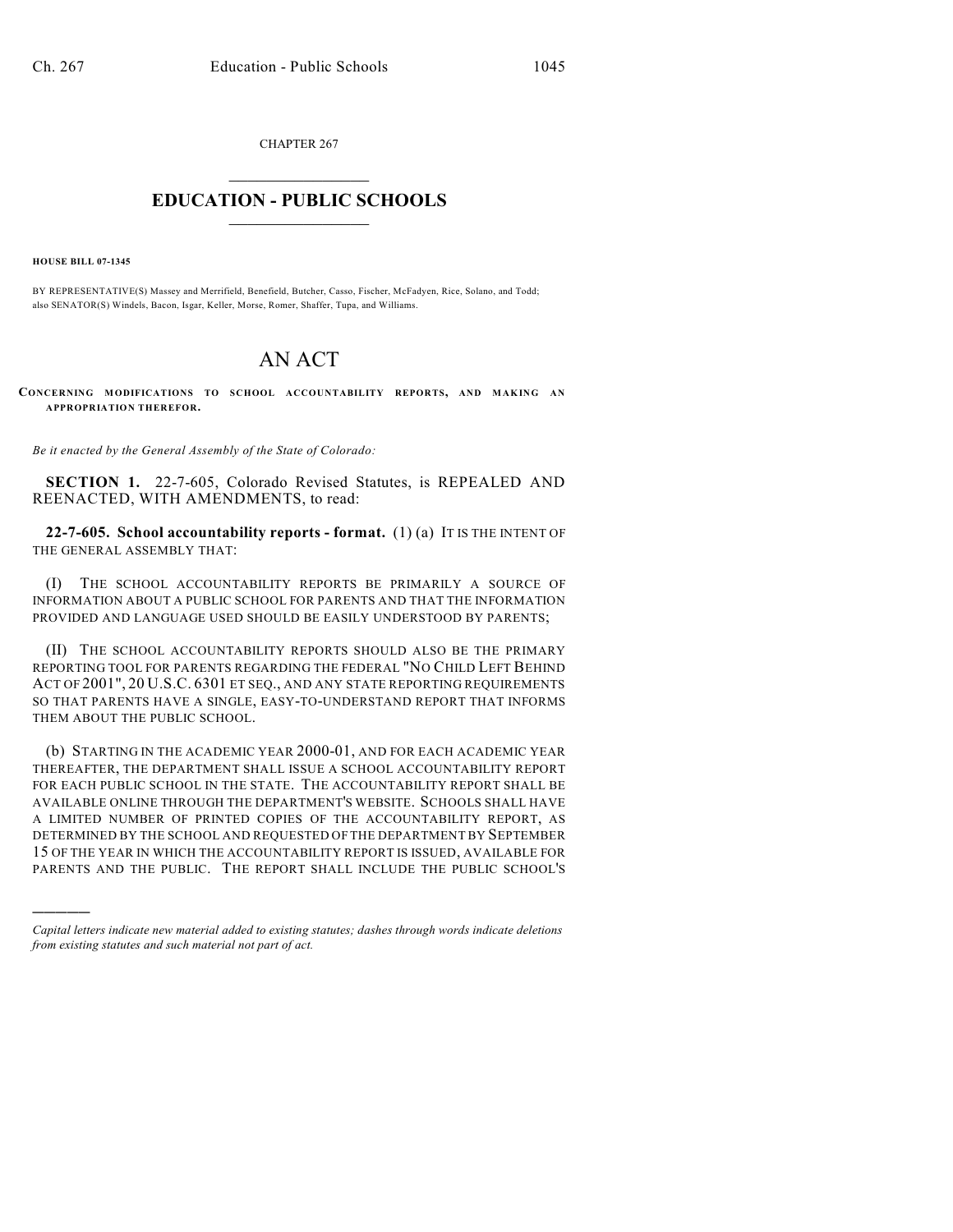CHAPTER 267

# EDUCATION - PUBLIC SCHOOLS

**HOUSE BILL 07-1345**

BY REPRESENTATIVE(S) Massey and Merrifield, Benefield, Butcher, Casso, Fischer, McFadyen, Rice, Solano, and Todd; also SENATOR(S) Windels, Bacon, Isgar, Keller, Morse, Romer, Shaffer, Tupa, and Williams.

# AN ACT

**CONCERNING MODIFICATIONS TO SCHOOL ACCOUNTABILITY REPORTS, AND MAKING AN APPROPRIATION THEREFOR.**

*Be it enacted by the General Assembly of the State of Colorado:*

**SECTION 1.** 22-7-605, Colorado Revised Statutes, is REPEALED AND REENACTED, WITH AMENDMENTS, to read:

**22-7-605. School accountability reports - format.** (1) (a) IT IS THE INTENT OF THE GENERAL ASSEMBLY THAT:

(I) THE SCHOOL ACCOUNTABILITY REPORTS BE PRIMARILY A SOURCE OF INFORMATION ABOUT A PUBLIC SCHOOL FOR PARENTS AND THAT THE INFORMATION PROVIDED AND LANGUAGE USED SHOULD BE EASILY UNDERSTOOD BY PARENTS;

(II) THE SCHOOL ACCOUNTABILITY REPORTS SHOULD ALSO BE THE PRIMARY REPORTING TOOL FOR PARENTS REGARDING THE FEDERAL "NO CHILD LEFT BEHIND ACT OF 2001", 20 U.S.C. 6301 ET SEQ., AND ANY STATE REPORTING REQUIREMENTS SO THAT PARENTS HAVE A SINGLE, EASY-TO-UNDERSTAND REPORT THAT INFORMS THEM ABOUT THE PUBLIC SCHOOL.

(b) STARTING IN THE ACADEMIC YEAR 2000-01, AND FOR EACH ACADEMIC YEAR THEREAFTER, THE DEPARTMENT SHALL ISSUE A SCHOOL ACCOUNTABILITY REPORT FOR EACH PUBLIC SCHOOL IN THE STATE. THE ACCOUNTABILITY REPORT SHALL BE AVAILABLE ONLINE THROUGH THE DEPARTMENT'S WEBSITE. SCHOOLS SHALL HAVE A LIMITED NUMBER OF PRINTED COPIES OF THE ACCOUNTABILITY REPORT, AS DETERMINED BY THE SCHOOL AND REQUESTED OF THE DEPARTMENT BY SEPTEMBER 15 OF THE YEAR IN WHICH THE ACCOUNTABILITY REPORT IS ISSUED, AVAILABLE FOR PARENTS AND THE PUBLIC. THE REPORT SHALL INCLUDE THE PUBLIC SCHOOL'S

*Capital letters indicate new material added to existing statutes; dashes through words indicate deletions from existing statutes and such material not part of act.*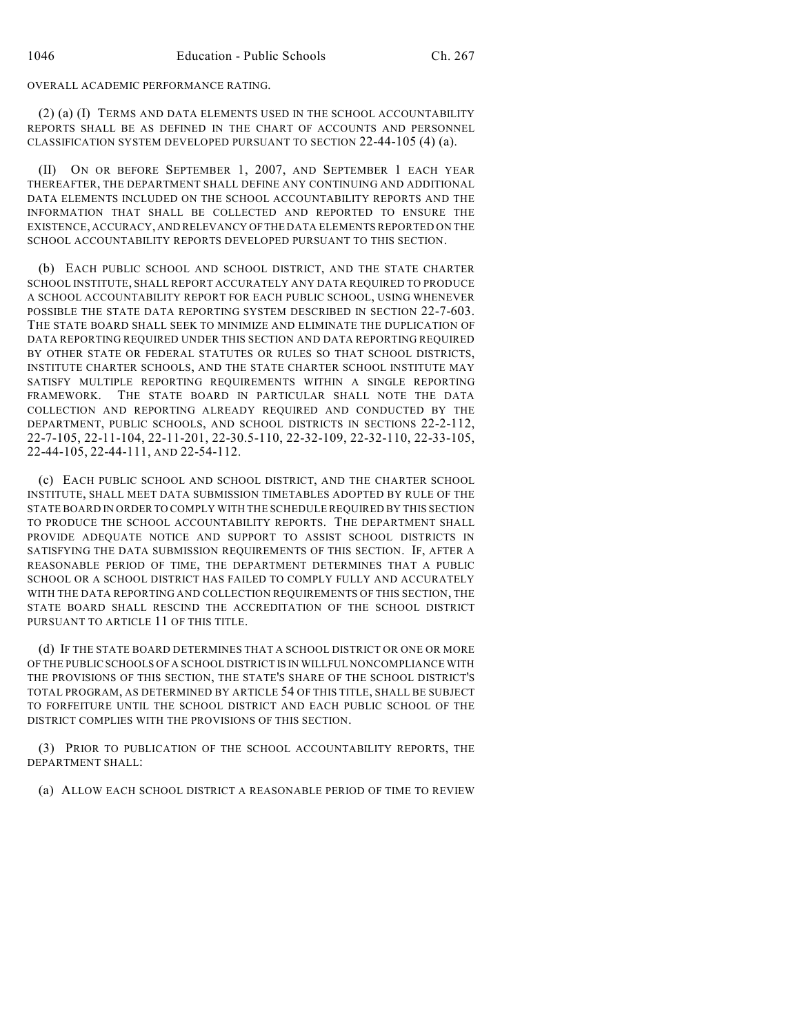OVERALL ACADEMIC PERFORMANCE RATING.

(2) (a) (I) TERMS AND DATA ELEMENTS USED IN THE SCHOOL ACCOUNTABILITY REPORTS SHALL BE AS DEFINED IN THE CHART OF ACCOUNTS AND PERSONNEL CLASSIFICATION SYSTEM DEVELOPED PURSUANT TO SECTION 22-44-105 (4) (a).

(II) ON OR BEFORE SEPTEMBER 1, 2007, AND SEPTEMBER 1 EACH YEAR THEREAFTER, THE DEPARTMENT SHALL DEFINE ANY CONTINUING AND ADDITIONAL DATA ELEMENTS INCLUDED ON THE SCHOOL ACCOUNTABILITY REPORTS AND THE INFORMATION THAT SHALL BE COLLECTED AND REPORTED TO ENSURE THE EXISTENCE, ACCURACY, AND RELEVANCY OF THE DATA ELEMENTS REPORTED ON THE SCHOOL ACCOUNTABILITY REPORTS DEVELOPED PURSUANT TO THIS SECTION.

(b) EACH PUBLIC SCHOOL AND SCHOOL DISTRICT, AND THE STATE CHARTER SCHOOL INSTITUTE, SHALL REPORT ACCURATELY ANY DATA REQUIRED TO PRODUCE A SCHOOL ACCOUNTABILITY REPORT FOR EACH PUBLIC SCHOOL, USING WHENEVER POSSIBLE THE STATE DATA REPORTING SYSTEM DESCRIBED IN SECTION 22-7-603. THE STATE BOARD SHALL SEEK TO MINIMIZE AND ELIMINATE THE DUPLICATION OF DATA REPORTING REQUIRED UNDER THIS SECTION AND DATA REPORTING REQUIRED BY OTHER STATE OR FEDERAL STATUTES OR RULES SO THAT SCHOOL DISTRICTS, INSTITUTE CHARTER SCHOOLS, AND THE STATE CHARTER SCHOOL INSTITUTE MAY SATISFY MULTIPLE REPORTING REQUIREMENTS WITHIN A SINGLE REPORTING FRAMEWORK. THE STATE BOARD IN PARTICULAR SHALL NOTE THE DATA COLLECTION AND REPORTING ALREADY REQUIRED AND CONDUCTED BY THE DEPARTMENT, PUBLIC SCHOOLS, AND SCHOOL DISTRICTS IN SECTIONS 22-2-112, 22-7-105, 22-11-104, 22-11-201, 22-30.5-110, 22-32-109, 22-32-110, 22-33-105, 22-44-105, 22-44-111, AND 22-54-112.

(c) EACH PUBLIC SCHOOL AND SCHOOL DISTRICT, AND THE CHARTER SCHOOL INSTITUTE, SHALL MEET DATA SUBMISSION TIMETABLES ADOPTED BY RULE OF THE STATE BOARD IN ORDER TO COMPLY WITH THE SCHEDULE REQUIRED BY THIS SECTION TO PRODUCE THE SCHOOL ACCOUNTABILITY REPORTS. THE DEPARTMENT SHALL PROVIDE ADEQUATE NOTICE AND SUPPORT TO ASSIST SCHOOL DISTRICTS IN SATISFYING THE DATA SUBMISSION REQUIREMENTS OF THIS SECTION. IF, AFTER A REASONABLE PERIOD OF TIME, THE DEPARTMENT DETERMINES THAT A PUBLIC SCHOOL OR A SCHOOL DISTRICT HAS FAILED TO COMPLY FULLY AND ACCURATELY WITH THE DATA REPORTING AND COLLECTION REQUIREMENTS OF THIS SECTION, THE STATE BOARD SHALL RESCIND THE ACCREDITATION OF THE SCHOOL DISTRICT PURSUANT TO ARTICLE 11 OF THIS TITLE.

(d) IF THE STATE BOARD DETERMINES THAT A SCHOOL DISTRICT OR ONE OR MORE OF THE PUBLIC SCHOOLS OF A SCHOOL DISTRICT IS IN WILLFUL NONCOMPLIANCE WITH THE PROVISIONS OF THIS SECTION, THE STATE'S SHARE OF THE SCHOOL DISTRICT'S TOTAL PROGRAM, AS DETERMINED BY ARTICLE 54 OF THIS TITLE, SHALL BE SUBJECT TO FORFEITURE UNTIL THE SCHOOL DISTRICT AND EACH PUBLIC SCHOOL OF THE DISTRICT COMPLIES WITH THE PROVISIONS OF THIS SECTION.

(3) PRIOR TO PUBLICATION OF THE SCHOOL ACCOUNTABILITY REPORTS, THE DEPARTMENT SHALL:

(a) ALLOW EACH SCHOOL DISTRICT A REASONABLE PERIOD OF TIME TO REVIEW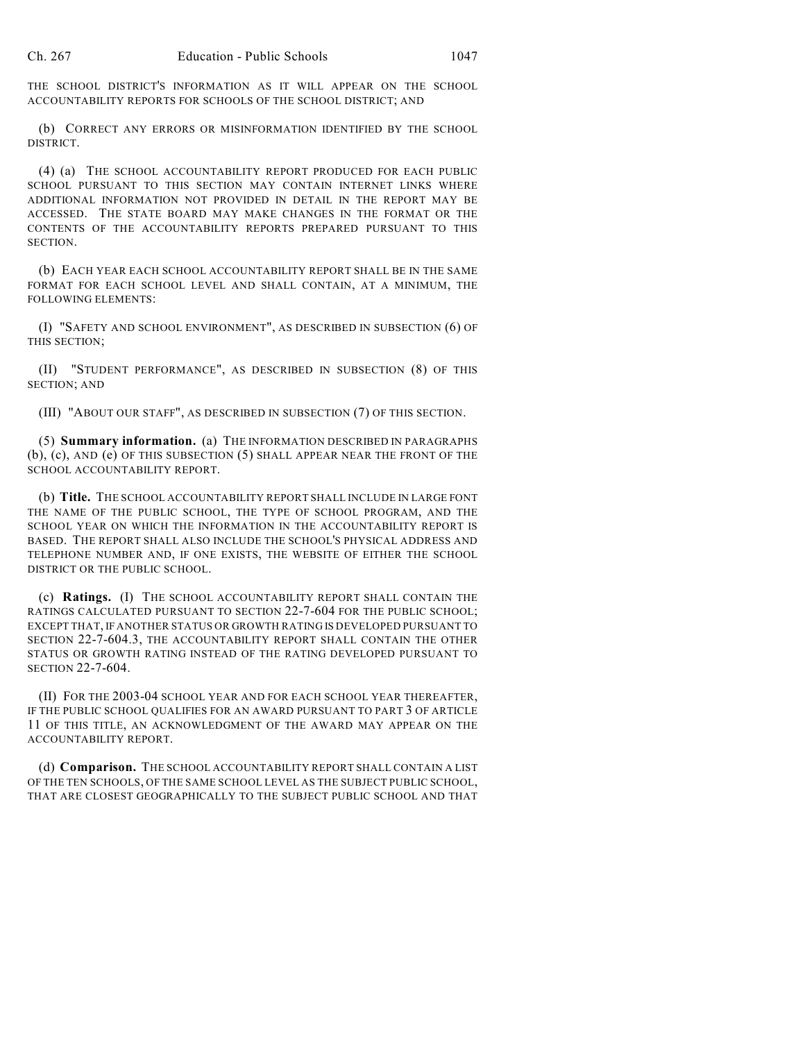THE SCHOOL DISTRICT'S INFORMATION AS IT WILL APPEAR ON THE SCHOOL ACCOUNTABILITY REPORTS FOR SCHOOLS OF THE SCHOOL DISTRICT; AND

(b) CORRECT ANY ERRORS OR MISINFORMATION IDENTIFIED BY THE SCHOOL DISTRICT.

(4) (a) THE SCHOOL ACCOUNTABILITY REPORT PRODUCED FOR EACH PUBLIC SCHOOL PURSUANT TO THIS SECTION MAY CONTAIN INTERNET LINKS WHERE ADDITIONAL INFORMATION NOT PROVIDED IN DETAIL IN THE REPORT MAY BE ACCESSED. THE STATE BOARD MAY MAKE CHANGES IN THE FORMAT OR THE CONTENTS OF THE ACCOUNTABILITY REPORTS PREPARED PURSUANT TO THIS SECTION.

(b) EACH YEAR EACH SCHOOL ACCOUNTABILITY REPORT SHALL BE IN THE SAME FORMAT FOR EACH SCHOOL LEVEL AND SHALL CONTAIN, AT A MINIMUM, THE FOLLOWING ELEMENTS:

(I) "SAFETY AND SCHOOL ENVIRONMENT", AS DESCRIBED IN SUBSECTION (6) OF THIS SECTION;

(II) "STUDENT PERFORMANCE", AS DESCRIBED IN SUBSECTION (8) OF THIS SECTION; AND

(III) "ABOUT OUR STAFF", AS DESCRIBED IN SUBSECTION (7) OF THIS SECTION.

(5) **Summary information.** (a) THE INFORMATION DESCRIBED IN PARAGRAPHS (b), (c), AND (e) OF THIS SUBSECTION (5) SHALL APPEAR NEAR THE FRONT OF THE SCHOOL ACCOUNTABILITY REPORT.

(b) **Title.** THE SCHOOL ACCOUNTABILITY REPORT SHALL INCLUDE IN LARGE FONT THE NAME OF THE PUBLIC SCHOOL, THE TYPE OF SCHOOL PROGRAM, AND THE SCHOOL YEAR ON WHICH THE INFORMATION IN THE ACCOUNTABILITY REPORT IS BASED. THE REPORT SHALL ALSO INCLUDE THE SCHOOL'S PHYSICAL ADDRESS AND TELEPHONE NUMBER AND, IF ONE EXISTS, THE WEBSITE OF EITHER THE SCHOOL DISTRICT OR THE PUBLIC SCHOOL.

(c) **Ratings.** (I) THE SCHOOL ACCOUNTABILITY REPORT SHALL CONTAIN THE RATINGS CALCULATED PURSUANT TO SECTION 22-7-604 FOR THE PUBLIC SCHOOL; EXCEPT THAT, IF ANOTHER STATUS OR GROWTH RATING IS DEVELOPED PURSUANT TO SECTION 22-7-604.3, THE ACCOUNTABILITY REPORT SHALL CONTAIN THE OTHER STATUS OR GROWTH RATING INSTEAD OF THE RATING DEVELOPED PURSUANT TO SECTION 22-7-604.

(II) FOR THE 2003-04 SCHOOL YEAR AND FOR EACH SCHOOL YEAR THEREAFTER, IF THE PUBLIC SCHOOL QUALIFIES FOR AN AWARD PURSUANT TO PART 3 OF ARTICLE 11 OF THIS TITLE, AN ACKNOWLEDGMENT OF THE AWARD MAY APPEAR ON THE ACCOUNTABILITY REPORT.

(d) **Comparison.** THE SCHOOL ACCOUNTABILITY REPORT SHALL CONTAIN A LIST OF THE TEN SCHOOLS, OF THE SAME SCHOOL LEVEL AS THE SUBJECT PUBLIC SCHOOL, THAT ARE CLOSEST GEOGRAPHICALLY TO THE SUBJECT PUBLIC SCHOOL AND THAT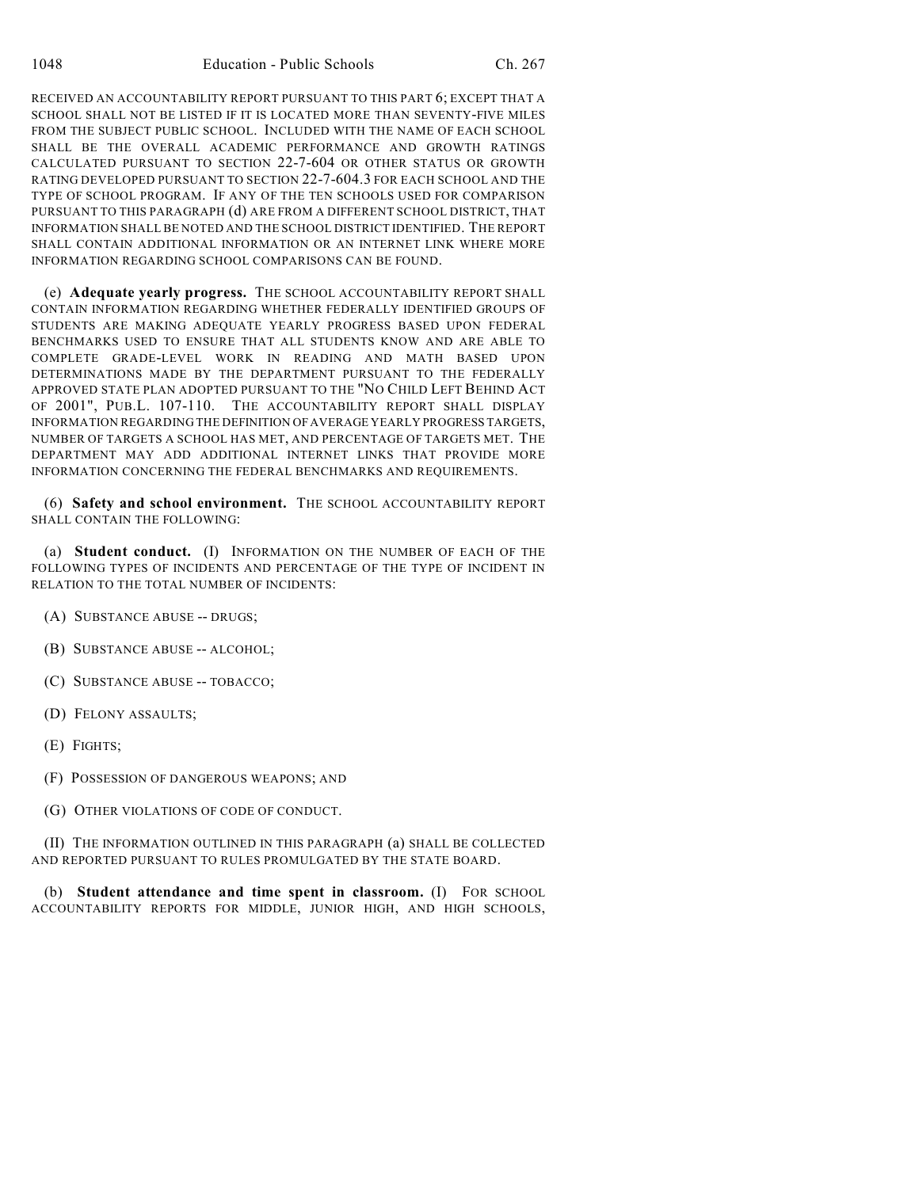RECEIVED AN ACCOUNTABILITY REPORT PURSUANT TO THIS PART 6; EXCEPT THAT A SCHOOL SHALL NOT BE LISTED IF IT IS LOCATED MORE THAN SEVENTY-FIVE MILES FROM THE SUBJECT PUBLIC SCHOOL. INCLUDED WITH THE NAME OF EACH SCHOOL SHALL BE THE OVERALL ACADEMIC PERFORMANCE AND GROWTH RATINGS CALCULATED PURSUANT TO SECTION 22-7-604 OR OTHER STATUS OR GROWTH RATING DEVELOPED PURSUANT TO SECTION 22-7-604.3 FOR EACH SCHOOL AND THE TYPE OF SCHOOL PROGRAM. IF ANY OF THE TEN SCHOOLS USED FOR COMPARISON PURSUANT TO THIS PARAGRAPH (d) ARE FROM A DIFFERENT SCHOOL DISTRICT, THAT INFORMATION SHALL BE NOTED AND THE SCHOOL DISTRICT IDENTIFIED. THE REPORT SHALL CONTAIN ADDITIONAL INFORMATION OR AN INTERNET LINK WHERE MORE INFORMATION REGARDING SCHOOL COMPARISONS CAN BE FOUND.

(e) **Adequate yearly progress.** THE SCHOOL ACCOUNTABILITY REPORT SHALL CONTAIN INFORMATION REGARDING WHETHER FEDERALLY IDENTIFIED GROUPS OF STUDENTS ARE MAKING ADEQUATE YEARLY PROGRESS BASED UPON FEDERAL BENCHMARKS USED TO ENSURE THAT ALL STUDENTS KNOW AND ARE ABLE TO COMPLETE GRADE-LEVEL WORK IN READING AND MATH BASED UPON DETERMINATIONS MADE BY THE DEPARTMENT PURSUANT TO THE FEDERALLY APPROVED STATE PLAN ADOPTED PURSUANT TO THE "NO CHILD LEFT BEHIND ACT OF 2001", PUB.L. 107-110. THE ACCOUNTABILITY REPORT SHALL DISPLAY INFORMATION REGARDING THE DEFINITION OF AVERAGE YEARLY PROGRESS TARGETS, NUMBER OF TARGETS A SCHOOL HAS MET, AND PERCENTAGE OF TARGETS MET. THE DEPARTMENT MAY ADD ADDITIONAL INTERNET LINKS THAT PROVIDE MORE INFORMATION CONCERNING THE FEDERAL BENCHMARKS AND REQUIREMENTS.

(6) **Safety and school environment.** THE SCHOOL ACCOUNTABILITY REPORT SHALL CONTAIN THE FOLLOWING:

(a) **Student conduct.** (I) INFORMATION ON THE NUMBER OF EACH OF THE FOLLOWING TYPES OF INCIDENTS AND PERCENTAGE OF THE TYPE OF INCIDENT IN RELATION TO THE TOTAL NUMBER OF INCIDENTS:

(A) SUBSTANCE ABUSE -- DRUGS;

(B) SUBSTANCE ABUSE -- ALCOHOL;

(C) SUBSTANCE ABUSE -- TOBACCO;

(D) FELONY ASSAULTS;

(E) FIGHTS;

(F) POSSESSION OF DANGEROUS WEAPONS; AND

(G) OTHER VIOLATIONS OF CODE OF CONDUCT.

(II) THE INFORMATION OUTLINED IN THIS PARAGRAPH (a) SHALL BE COLLECTED AND REPORTED PURSUANT TO RULES PROMULGATED BY THE STATE BOARD.

(b) **Student attendance and time spent in classroom.** (I) FOR SCHOOL ACCOUNTABILITY REPORTS FOR MIDDLE, JUNIOR HIGH, AND HIGH SCHOOLS,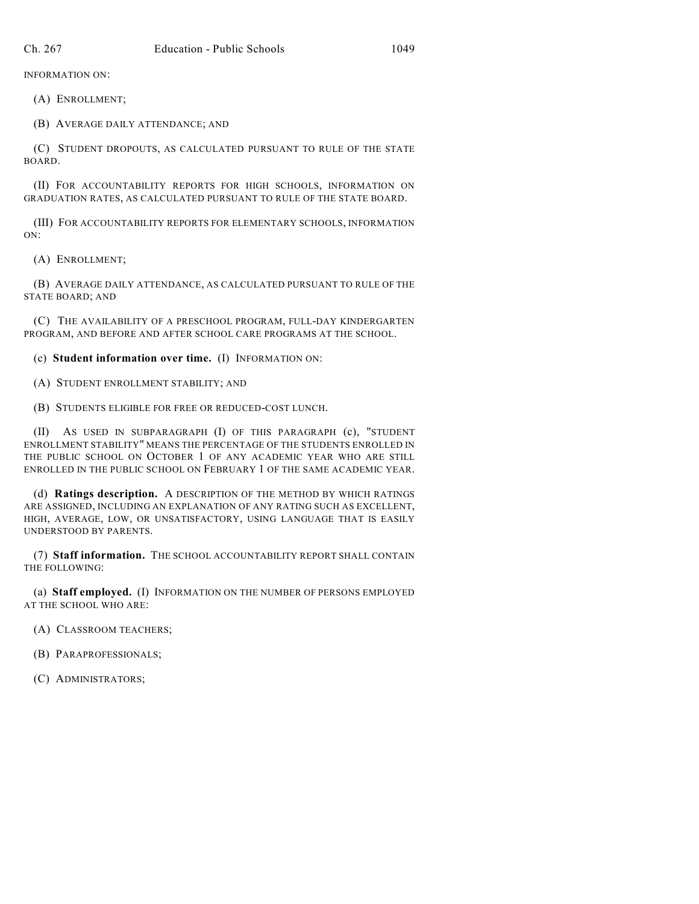INFORMATION ON:

(A) ENROLLMENT;

(B) AVERAGE DAILY ATTENDANCE; AND

(C) STUDENT DROPOUTS, AS CALCULATED PURSUANT TO RULE OF THE STATE BOARD.

(II) FOR ACCOUNTABILITY REPORTS FOR HIGH SCHOOLS, INFORMATION ON GRADUATION RATES, AS CALCULATED PURSUANT TO RULE OF THE STATE BOARD.

(III) FOR ACCOUNTABILITY REPORTS FOR ELEMENTARY SCHOOLS, INFORMATION ON:

(A) ENROLLMENT;

(B) AVERAGE DAILY ATTENDANCE, AS CALCULATED PURSUANT TO RULE OF THE STATE BOARD; AND

(C) THE AVAILABILITY OF A PRESCHOOL PROGRAM, FULL-DAY KINDERGARTEN PROGRAM, AND BEFORE AND AFTER SCHOOL CARE PROGRAMS AT THE SCHOOL.

(c) **Student information over time.** (I) INFORMATION ON:

(A) STUDENT ENROLLMENT STABILITY; AND

(B) STUDENTS ELIGIBLE FOR FREE OR REDUCED-COST LUNCH.

(II) AS USED IN SUBPARAGRAPH (I) OF THIS PARAGRAPH (c), "STUDENT ENROLLMENT STABILITY" MEANS THE PERCENTAGE OF THE STUDENTS ENROLLED IN THE PUBLIC SCHOOL ON OCTOBER 1 OF ANY ACADEMIC YEAR WHO ARE STILL ENROLLED IN THE PUBLIC SCHOOL ON FEBRUARY 1 OF THE SAME ACADEMIC YEAR.

(d) **Ratings description.** A DESCRIPTION OF THE METHOD BY WHICH RATINGS ARE ASSIGNED, INCLUDING AN EXPLANATION OF ANY RATING SUCH AS EXCELLENT, HIGH, AVERAGE, LOW, OR UNSATISFACTORY, USING LANGUAGE THAT IS EASILY UNDERSTOOD BY PARENTS.

(7) **Staff information.** THE SCHOOL ACCOUNTABILITY REPORT SHALL CONTAIN THE FOLLOWING:

(a) **Staff employed.** (I) INFORMATION ON THE NUMBER OF PERSONS EMPLOYED AT THE SCHOOL WHO ARE:

(A) CLASSROOM TEACHERS;

(B) PARAPROFESSIONALS;

(C) ADMINISTRATORS;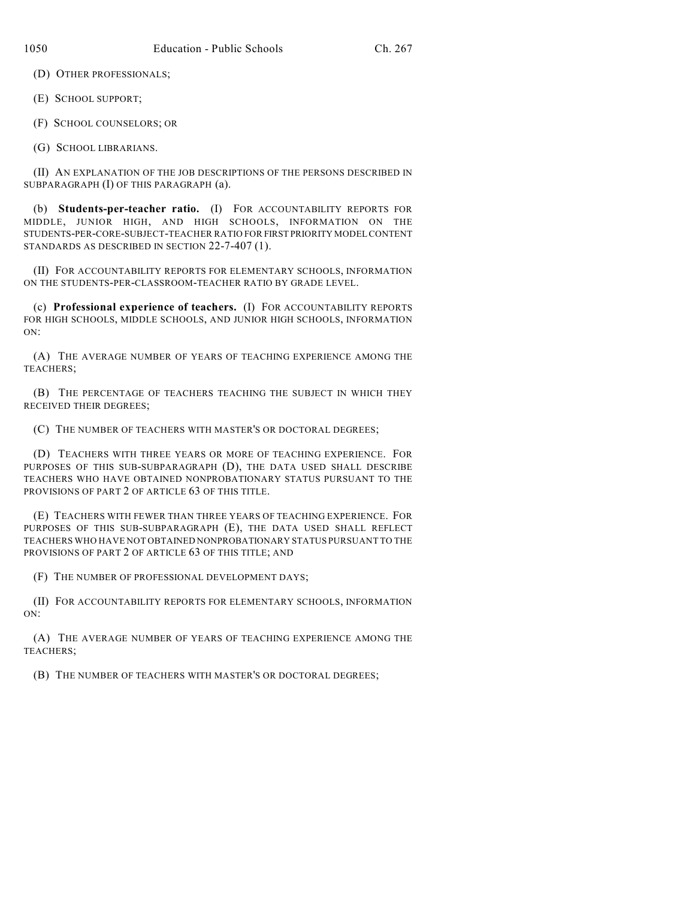(D) OTHER PROFESSIONALS;

(E) SCHOOL SUPPORT;

(F) SCHOOL COUNSELORS; OR

(G) SCHOOL LIBRARIANS.

(II) AN EXPLANATION OF THE JOB DESCRIPTIONS OF THE PERSONS DESCRIBED IN SUBPARAGRAPH (I) OF THIS PARAGRAPH (a).

(b) **Students-per-teacher ratio.** (I) FOR ACCOUNTABILITY REPORTS FOR MIDDLE, JUNIOR HIGH, AND HIGH SCHOOLS, INFORMATION ON THE STUDENTS-PER-CORE-SUBJECT-TEACHER RATIO FOR FIRST PRIORITY MODEL CONTENT STANDARDS AS DESCRIBED IN SECTION 22-7-407 (1).

(II) FOR ACCOUNTABILITY REPORTS FOR ELEMENTARY SCHOOLS, INFORMATION ON THE STUDENTS-PER-CLASSROOM-TEACHER RATIO BY GRADE LEVEL.

(c) **Professional experience of teachers.** (I) FOR ACCOUNTABILITY REPORTS FOR HIGH SCHOOLS, MIDDLE SCHOOLS, AND JUNIOR HIGH SCHOOLS, INFORMATION ON:

(A) THE AVERAGE NUMBER OF YEARS OF TEACHING EXPERIENCE AMONG THE TEACHERS;

(B) THE PERCENTAGE OF TEACHERS TEACHING THE SUBJECT IN WHICH THEY RECEIVED THEIR DEGREES;

(C) THE NUMBER OF TEACHERS WITH MASTER'S OR DOCTORAL DEGREES;

(D) TEACHERS WITH THREE YEARS OR MORE OF TEACHING EXPERIENCE. FOR PURPOSES OF THIS SUB-SUBPARAGRAPH (D), THE DATA USED SHALL DESCRIBE TEACHERS WHO HAVE OBTAINED NONPROBATIONARY STATUS PURSUANT TO THE PROVISIONS OF PART 2 OF ARTICLE 63 OF THIS TITLE.

(E) TEACHERS WITH FEWER THAN THREE YEARS OF TEACHING EXPERIENCE. FOR PURPOSES OF THIS SUB-SUBPARAGRAPH (E), THE DATA USED SHALL REFLECT TEACHERS WHO HAVE NOT OBTAINED NONPROBATIONARY STATUS PURSUANT TO THE PROVISIONS OF PART 2 OF ARTICLE 63 OF THIS TITLE; AND

(F) THE NUMBER OF PROFESSIONAL DEVELOPMENT DAYS;

(II) FOR ACCOUNTABILITY REPORTS FOR ELEMENTARY SCHOOLS, INFORMATION ON:

(A) THE AVERAGE NUMBER OF YEARS OF TEACHING EXPERIENCE AMONG THE TEACHERS;

(B) THE NUMBER OF TEACHERS WITH MASTER'S OR DOCTORAL DEGREES;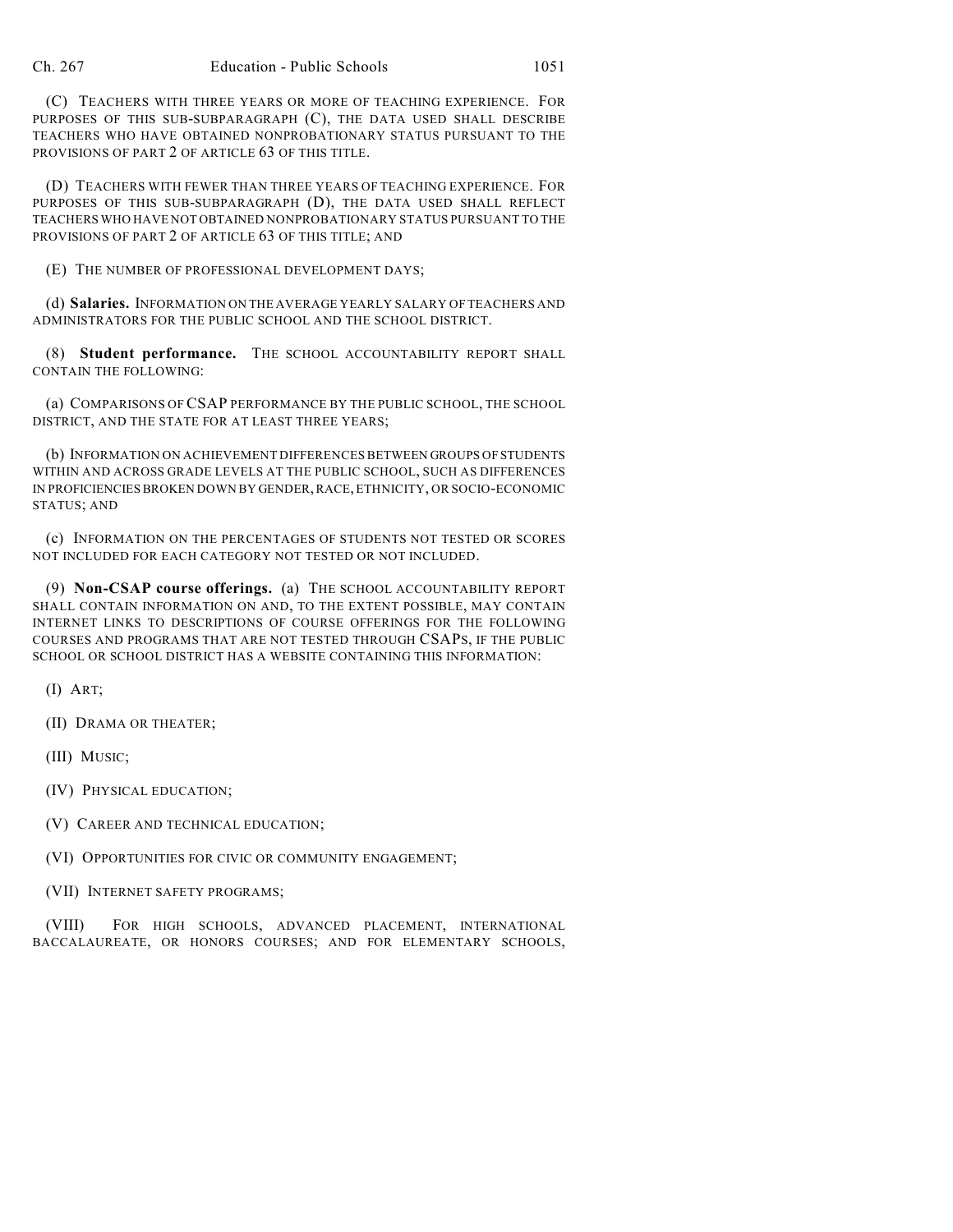(C) TEACHERS WITH THREE YEARS OR MORE OF TEACHING EXPERIENCE. FOR PURPOSES OF THIS SUB-SUBPARAGRAPH (C), THE DATA USED SHALL DESCRIBE TEACHERS WHO HAVE OBTAINED NONPROBATIONARY STATUS PURSUANT TO THE PROVISIONS OF PART 2 OF ARTICLE 63 OF THIS TITLE.

(D) TEACHERS WITH FEWER THAN THREE YEARS OF TEACHING EXPERIENCE. FOR PURPOSES OF THIS SUB-SUBPARAGRAPH (D), THE DATA USED SHALL REFLECT TEACHERS WHO HAVE NOT OBTAINED NONPROBATIONARY STATUS PURSUANT TO THE PROVISIONS OF PART 2 OF ARTICLE 63 OF THIS TITLE; AND

(E) THE NUMBER OF PROFESSIONAL DEVELOPMENT DAYS;

(d) **Salaries.** INFORMATION ON THE AVERAGE YEARLY SALARY OF TEACHERS AND ADMINISTRATORS FOR THE PUBLIC SCHOOL AND THE SCHOOL DISTRICT.

(8) **Student performance.** THE SCHOOL ACCOUNTABILITY REPORT SHALL CONTAIN THE FOLLOWING:

(a) COMPARISONS OF CSAP PERFORMANCE BY THE PUBLIC SCHOOL, THE SCHOOL DISTRICT, AND THE STATE FOR AT LEAST THREE YEARS;

(b) INFORMATION ON ACHIEVEMENT DIFFERENCES BETWEEN GROUPS OF STUDENTS WITHIN AND ACROSS GRADE LEVELS AT THE PUBLIC SCHOOL, SUCH AS DIFFERENCES IN PROFICIENCIES BROKEN DOWN BY GENDER, RACE, ETHNICITY, OR SOCIO-ECONOMIC STATUS; AND

(c) INFORMATION ON THE PERCENTAGES OF STUDENTS NOT TESTED OR SCORES NOT INCLUDED FOR EACH CATEGORY NOT TESTED OR NOT INCLUDED.

(9) **Non-CSAP course offerings.** (a) THE SCHOOL ACCOUNTABILITY REPORT SHALL CONTAIN INFORMATION ON AND, TO THE EXTENT POSSIBLE, MAY CONTAIN INTERNET LINKS TO DESCRIPTIONS OF COURSE OFFERINGS FOR THE FOLLOWING COURSES AND PROGRAMS THAT ARE NOT TESTED THROUGH CSAPS, IF THE PUBLIC SCHOOL OR SCHOOL DISTRICT HAS A WEBSITE CONTAINING THIS INFORMATION:

(I) ART;

(II) DRAMA OR THEATER;

(III) MUSIC;

(IV) PHYSICAL EDUCATION;

(V) CAREER AND TECHNICAL EDUCATION;

(VI) OPPORTUNITIES FOR CIVIC OR COMMUNITY ENGAGEMENT;

(VII) INTERNET SAFETY PROGRAMS;

(VIII) FOR HIGH SCHOOLS, ADVANCED PLACEMENT, INTERNATIONAL BACCALAUREATE, OR HONORS COURSES; AND FOR ELEMENTARY SCHOOLS,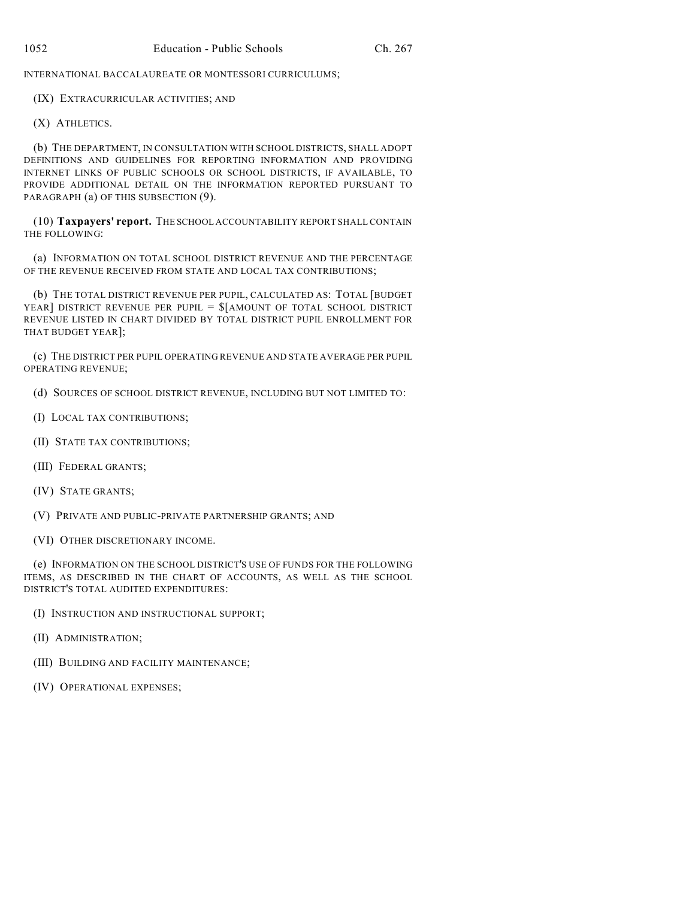INTERNATIONAL BACCALAUREATE OR MONTESSORI CURRICULUMS;

(IX) EXTRACURRICULAR ACTIVITIES; AND

(X) ATHLETICS.

(b) THE DEPARTMENT, IN CONSULTATION WITH SCHOOL DISTRICTS, SHALL ADOPT DEFINITIONS AND GUIDELINES FOR REPORTING INFORMATION AND PROVIDING INTERNET LINKS OF PUBLIC SCHOOLS OR SCHOOL DISTRICTS, IF AVAILABLE, TO PROVIDE ADDITIONAL DETAIL ON THE INFORMATION REPORTED PURSUANT TO PARAGRAPH (a) OF THIS SUBSECTION (9).

(10) **Taxpayers' report.** THE SCHOOL ACCOUNTABILITY REPORT SHALL CONTAIN THE FOLLOWING:

(a) INFORMATION ON TOTAL SCHOOL DISTRICT REVENUE AND THE PERCENTAGE OF THE REVENUE RECEIVED FROM STATE AND LOCAL TAX CONTRIBUTIONS;

(b) THE TOTAL DISTRICT REVENUE PER PUPIL, CALCULATED AS: TOTAL [BUDGET YEAR] DISTRICT REVENUE PER PUPIL = $[AMOUNT OF TOTAL SCHOOL DISTRICT REVENUE LISTED IN CHART DIVIDED BY TOTAL DISTRICT PUPIL ENROLLMENT FOR THAT BUDGET YEAR];

(c) THE DISTRICT PER PUPIL OPERATING REVENUE AND STATE AVERAGE PER PUPIL OPERATING REVENUE;

(d) SOURCES OF SCHOOL DISTRICT REVENUE, INCLUDING BUT NOT LIMITED TO:

(I) LOCAL TAX CONTRIBUTIONS;

(II) STATE TAX CONTRIBUTIONS;

(III) FEDERAL GRANTS;

(IV) STATE GRANTS;

(V) PRIVATE AND PUBLIC-PRIVATE PARTNERSHIP GRANTS; AND

(VI) OTHER DISCRETIONARY INCOME.

(e) INFORMATION ON THE SCHOOL DISTRICT'S USE OF FUNDS FOR THE FOLLOWING ITEMS, AS DESCRIBED IN THE CHART OF ACCOUNTS, AS WELL AS THE SCHOOL DISTRICT'S TOTAL AUDITED EXPENDITURES:

(I) INSTRUCTION AND INSTRUCTIONAL SUPPORT;

(II) ADMINISTRATION;

(III) BUILDING AND FACILITY MAINTENANCE;

(IV) OPERATIONAL EXPENSES;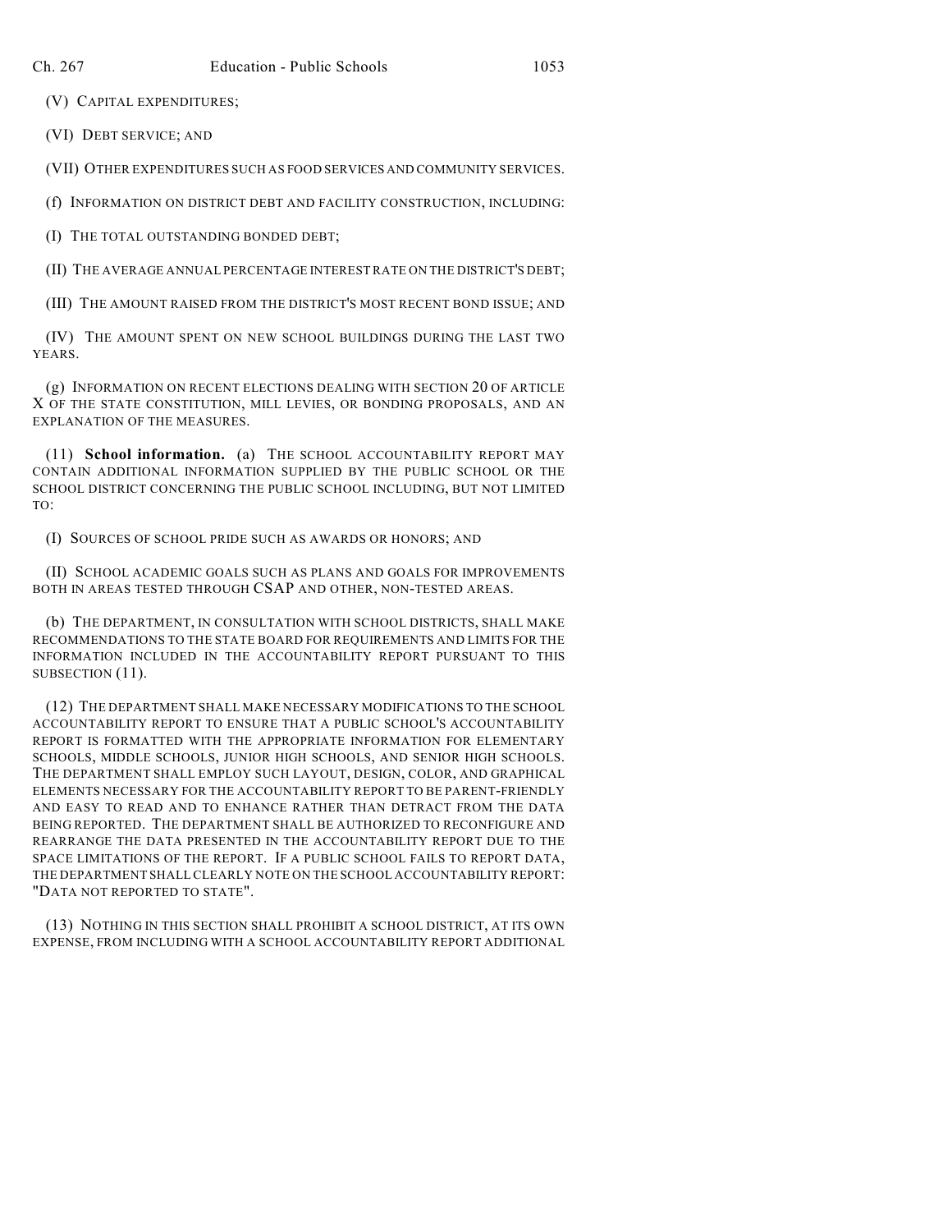(V) CAPITAL EXPENDITURES;

(VI) DEBT SERVICE; AND

(VII) OTHER EXPENDITURES SUCH AS FOOD SERVICES AND COMMUNITY SERVICES.

(f) INFORMATION ON DISTRICT DEBT AND FACILITY CONSTRUCTION, INCLUDING:

(I) THE TOTAL OUTSTANDING BONDED DEBT;

(II) THE AVERAGE ANNUAL PERCENTAGE INTEREST RATE ON THE DISTRICT'S DEBT;

(III) THE AMOUNT RAISED FROM THE DISTRICT'S MOST RECENT BOND ISSUE; AND

(IV) THE AMOUNT SPENT ON NEW SCHOOL BUILDINGS DURING THE LAST TWO YEARS.

(g) INFORMATION ON RECENT ELECTIONS DEALING WITH SECTION 20 OF ARTICLE X OF THE STATE CONSTITUTION, MILL LEVIES, OR BONDING PROPOSALS, AND AN EXPLANATION OF THE MEASURES.

(11) **School information.** (a) THE SCHOOL ACCOUNTABILITY REPORT MAY CONTAIN ADDITIONAL INFORMATION SUPPLIED BY THE PUBLIC SCHOOL OR THE SCHOOL DISTRICT CONCERNING THE PUBLIC SCHOOL INCLUDING, BUT NOT LIMITED TO:

(I) SOURCES OF SCHOOL PRIDE SUCH AS AWARDS OR HONORS; AND

(II) SCHOOL ACADEMIC GOALS SUCH AS PLANS AND GOALS FOR IMPROVEMENTS BOTH IN AREAS TESTED THROUGH CSAP AND OTHER, NON-TESTED AREAS.

(b) THE DEPARTMENT, IN CONSULTATION WITH SCHOOL DISTRICTS, SHALL MAKE RECOMMENDATIONS TO THE STATE BOARD FOR REQUIREMENTS AND LIMITS FOR THE INFORMATION INCLUDED IN THE ACCOUNTABILITY REPORT PURSUANT TO THIS SUBSECTION (11).

(12) THE DEPARTMENT SHALL MAKE NECESSARY MODIFICATIONS TO THE SCHOOL ACCOUNTABILITY REPORT TO ENSURE THAT A PUBLIC SCHOOL'S ACCOUNTABILITY REPORT IS FORMATTED WITH THE APPROPRIATE INFORMATION FOR ELEMENTARY SCHOOLS, MIDDLE SCHOOLS, JUNIOR HIGH SCHOOLS, AND SENIOR HIGH SCHOOLS. THE DEPARTMENT SHALL EMPLOY SUCH LAYOUT, DESIGN, COLOR, AND GRAPHICAL ELEMENTS NECESSARY FOR THE ACCOUNTABILITY REPORT TO BE PARENT-FRIENDLY AND EASY TO READ AND TO ENHANCE RATHER THAN DETRACT FROM THE DATA BEING REPORTED. THE DEPARTMENT SHALL BE AUTHORIZED TO RECONFIGURE AND REARRANGE THE DATA PRESENTED IN THE ACCOUNTABILITY REPORT DUE TO THE SPACE LIMITATIONS OF THE REPORT. IF A PUBLIC SCHOOL FAILS TO REPORT DATA, THE DEPARTMENT SHALL CLEARLY NOTE ON THE SCHOOL ACCOUNTABILITY REPORT: "DATA NOT REPORTED TO STATE".

(13) NOTHING IN THIS SECTION SHALL PROHIBIT A SCHOOL DISTRICT, AT ITS OWN EXPENSE, FROM INCLUDING WITH A SCHOOL ACCOUNTABILITY REPORT ADDITIONAL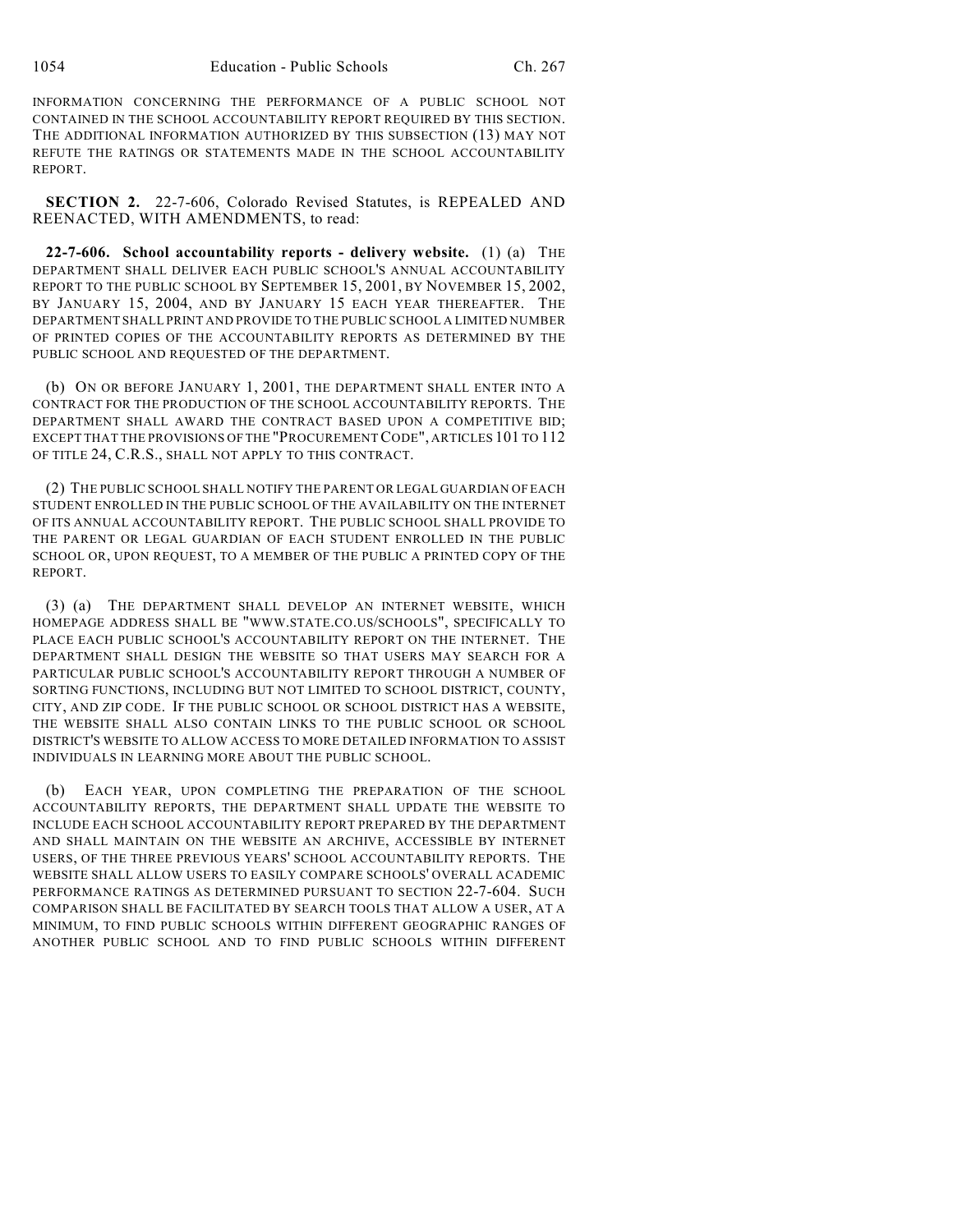INFORMATION CONCERNING THE PERFORMANCE OF A PUBLIC SCHOOL NOT CONTAINED IN THE SCHOOL ACCOUNTABILITY REPORT REQUIRED BY THIS SECTION. THE ADDITIONAL INFORMATION AUTHORIZED BY THIS SUBSECTION (13) MAY NOT REFUTE THE RATINGS OR STATEMENTS MADE IN THE SCHOOL ACCOUNTABILITY REPORT.

**SECTION 2.** 22-7-606, Colorado Revised Statutes, is REPEALED AND REENACTED, WITH AMENDMENTS, to read:

**22-7-606. School accountability reports - delivery website.** (1) (a) THE DEPARTMENT SHALL DELIVER EACH PUBLIC SCHOOL'S ANNUAL ACCOUNTABILITY REPORT TO THE PUBLIC SCHOOL BY SEPTEMBER 15, 2001, BY NOVEMBER 15, 2002, BY JANUARY 15, 2004, AND BY JANUARY 15 EACH YEAR THEREAFTER. THE DEPARTMENT SHALL PRINT AND PROVIDE TO THE PUBLIC SCHOOL A LIMITED NUMBER OF PRINTED COPIES OF THE ACCOUNTABILITY REPORTS AS DETERMINED BY THE PUBLIC SCHOOL AND REQUESTED OF THE DEPARTMENT.

(b) ON OR BEFORE JANUARY 1, 2001, THE DEPARTMENT SHALL ENTER INTO A CONTRACT FOR THE PRODUCTION OF THE SCHOOL ACCOUNTABILITY REPORTS. THE DEPARTMENT SHALL AWARD THE CONTRACT BASED UPON A COMPETITIVE BID; EXCEPT THAT THE PROVISIONS OF THE "PROCUREMENT CODE", ARTICLES 101 TO 112 OF TITLE 24, C.R.S., SHALL NOT APPLY TO THIS CONTRACT.

(2) THE PUBLIC SCHOOL SHALL NOTIFY THE PARENT OR LEGAL GUARDIAN OF EACH STUDENT ENROLLED IN THE PUBLIC SCHOOL OF THE AVAILABILITY ON THE INTERNET OF ITS ANNUAL ACCOUNTABILITY REPORT. THE PUBLIC SCHOOL SHALL PROVIDE TO THE PARENT OR LEGAL GUARDIAN OF EACH STUDENT ENROLLED IN THE PUBLIC SCHOOL OR, UPON REQUEST, TO A MEMBER OF THE PUBLIC A PRINTED COPY OF THE REPORT.

(3) (a) THE DEPARTMENT SHALL DEVELOP AN INTERNET WEBSITE, WHICH HOMEPAGE ADDRESS SHALL BE "WWW.STATE.CO.US/SCHOOLS", SPECIFICALLY TO PLACE EACH PUBLIC SCHOOL'S ACCOUNTABILITY REPORT ON THE INTERNET. THE DEPARTMENT SHALL DESIGN THE WEBSITE SO THAT USERS MAY SEARCH FOR A PARTICULAR PUBLIC SCHOOL'S ACCOUNTABILITY REPORT THROUGH A NUMBER OF SORTING FUNCTIONS, INCLUDING BUT NOT LIMITED TO SCHOOL DISTRICT, COUNTY, CITY, AND ZIP CODE. IF THE PUBLIC SCHOOL OR SCHOOL DISTRICT HAS A WEBSITE, THE WEBSITE SHALL ALSO CONTAIN LINKS TO THE PUBLIC SCHOOL OR SCHOOL DISTRICT'S WEBSITE TO ALLOW ACCESS TO MORE DETAILED INFORMATION TO ASSIST INDIVIDUALS IN LEARNING MORE ABOUT THE PUBLIC SCHOOL.

(b) EACH YEAR, UPON COMPLETING THE PREPARATION OF THE SCHOOL ACCOUNTABILITY REPORTS, THE DEPARTMENT SHALL UPDATE THE WEBSITE TO INCLUDE EACH SCHOOL ACCOUNTABILITY REPORT PREPARED BY THE DEPARTMENT AND SHALL MAINTAIN ON THE WEBSITE AN ARCHIVE, ACCESSIBLE BY INTERNET USERS, OF THE THREE PREVIOUS YEARS' SCHOOL ACCOUNTABILITY REPORTS. THE WEBSITE SHALL ALLOW USERS TO EASILY COMPARE SCHOOLS' OVERALL ACADEMIC PERFORMANCE RATINGS AS DETERMINED PURSUANT TO SECTION 22-7-604. SUCH COMPARISON SHALL BE FACILITATED BY SEARCH TOOLS THAT ALLOW A USER, AT A MINIMUM, TO FIND PUBLIC SCHOOLS WITHIN DIFFERENT GEOGRAPHIC RANGES OF ANOTHER PUBLIC SCHOOL AND TO FIND PUBLIC SCHOOLS WITHIN DIFFERENT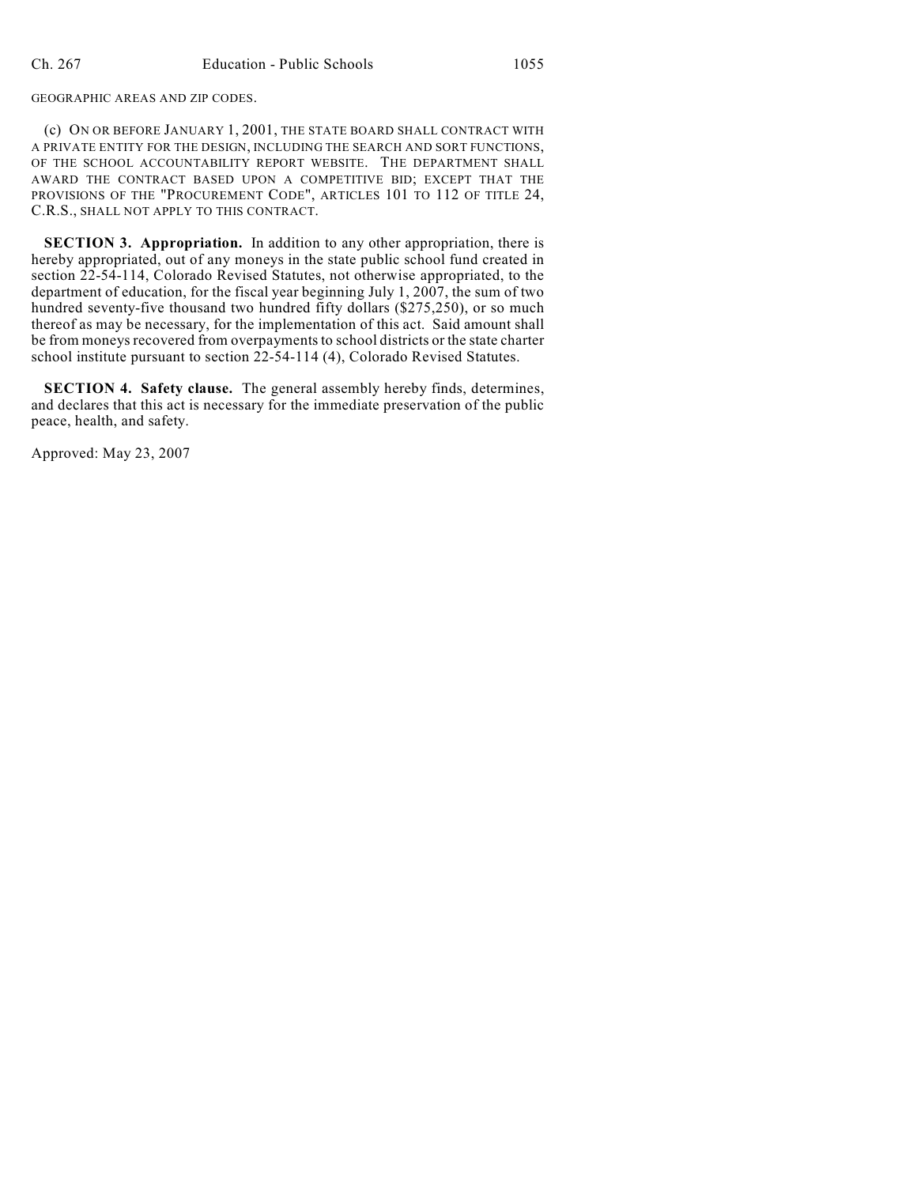GEOGRAPHIC AREAS AND ZIP CODES.

(c) ON OR BEFORE JANUARY 1, 2001, THE STATE BOARD SHALL CONTRACT WITH A PRIVATE ENTITY FOR THE DESIGN, INCLUDING THE SEARCH AND SORT FUNCTIONS, OF THE SCHOOL ACCOUNTABILITY REPORT WEBSITE. THE DEPARTMENT SHALL AWARD THE CONTRACT BASED UPON A COMPETITIVE BID; EXCEPT THAT THE PROVISIONS OF THE "PROCUREMENT CODE", ARTICLES 101 TO 112 OF TITLE 24, C.R.S., SHALL NOT APPLY TO THIS CONTRACT.

**SECTION 3. Appropriation.** In addition to any other appropriation, there is hereby appropriated, out of any moneys in the state public school fund created in section 22-54-114, Colorado Revised Statutes, not otherwise appropriated, to the department of education, for the fiscal year beginning July 1, 2007, the sum of two hundred seventy-five thousand two hundred fifty dollars ($275,250), or so much thereof as may be necessary, for the implementation of this act. Said amount shall be from moneys recovered from overpayments to school districts or the state charter school institute pursuant to section 22-54-114 (4), Colorado Revised Statutes.

**SECTION 4. Safety clause.** The general assembly hereby finds, determines, and declares that this act is necessary for the immediate preservation of the public peace, health, and safety.

Approved: May 23, 2007